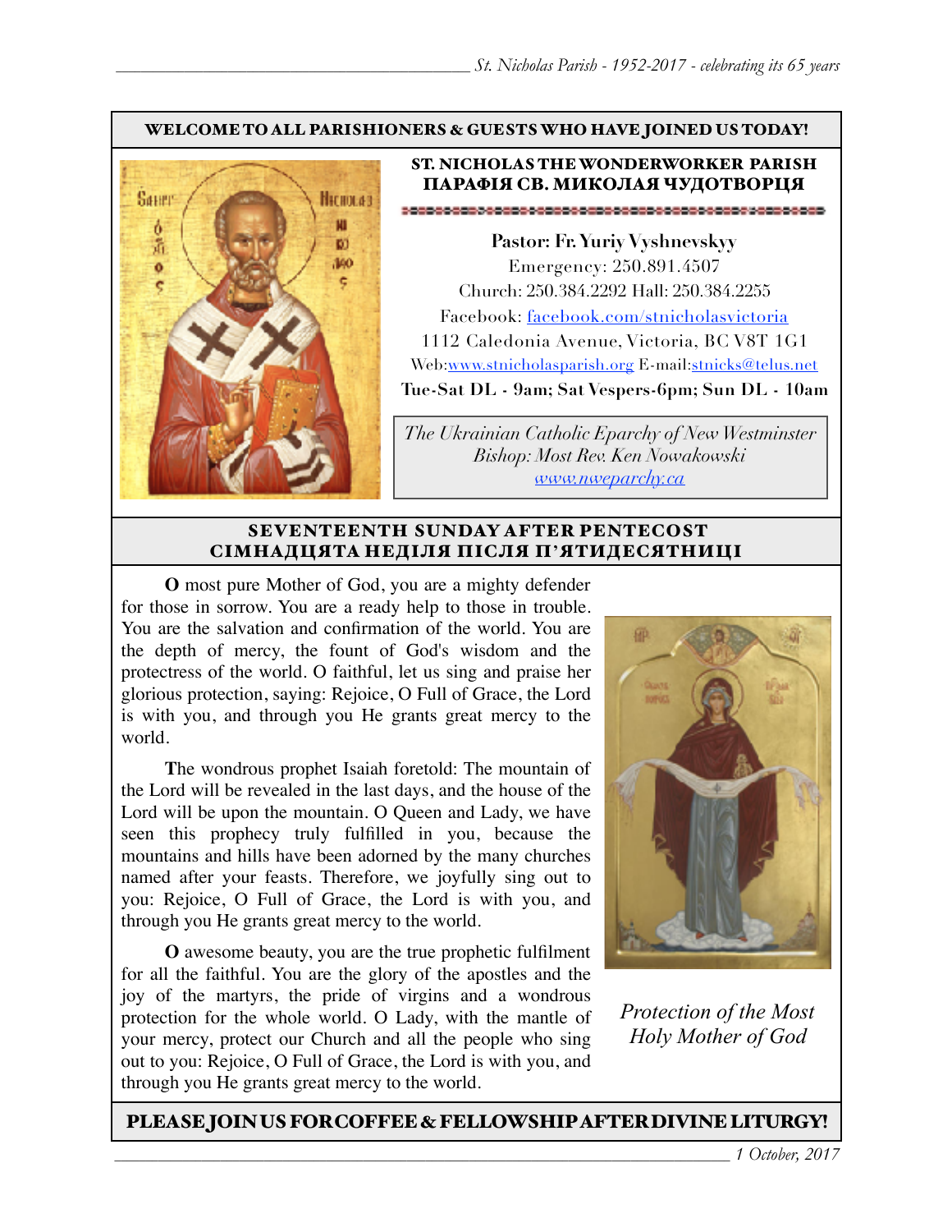**WELCOME TO ALL PARISHIONERS & GUESTS WHO HAVE JOINED US TODAY!**

**ST. NICHOLAS THE WONDERWORKER PARISH**
**ПАРАФІЯ СВ. МИКОЛАЯ ЧУДОТВОРЦЯ**

**Pastor: Fr. Yuriy Vyshnevskyy**
Emergency: 250.891.4507
Church: 250.384.2292 Hall: 250.384.2255
Facebook: facebook.com/stnicholasvictoria
1112 Caledonia Avenue, Victoria, BC V8T 1G1
Web:www.stnicholasparish.org E-mail:stnicks@telus.net
**Tue-Sat DL - 9am; Sat Vespers-6pm; Sun DL - 10am**

*The Ukrainian Catholic Eparchy of New Westminster*
*Bishop: Most Rev. Ken Nowakowski*
*www.nweparchy.ca*

## SEVENTEENTH SUNDAY AFTER PENTECOST
## СІМНАДЦЯТА НЕДІЛЯ ПІСЛЯ П'ЯТИДЕСЯТНИЦІ

**O** most pure Mother of God, you are a mighty defender for those in sorrow. You are a ready help to those in trouble. You are the salvation and confirmation of the world. You are the depth of mercy, the fount of God's wisdom and the protectress of the world. O faithful, let us sing and praise her glorious protection, saying: Rejoice, O Full of Grace, the Lord is with you, and through you He grants great mercy to the world.

**T**he wondrous prophet Isaiah foretold: The mountain of the Lord will be revealed in the last days, and the house of the Lord will be upon the mountain. O Queen and Lady, we have seen this prophecy truly fulfilled in you, because the mountains and hills have been adorned by the many churches named after your feasts. Therefore, we joyfully sing out to you: Rejoice, O Full of Grace, the Lord is with you, and through you He grants great mercy to the world.

**O** awesome beauty, you are the true prophetic fulfilment for all the faithful. You are the glory of the apostles and the joy of the martyrs, the pride of virgins and a wondrous protection for the whole world. O Lady, with the mantle of your mercy, protect our Church and all the people who sing out to you: Rejoice, O Full of Grace, the Lord is with you, and through you He grants great mercy to the world.

*Protection of the Most Holy Mother of God*

**PLEASE JOIN US FOR COFFEE & FELLOWSHIP AFTER DIVINE LITURGY!**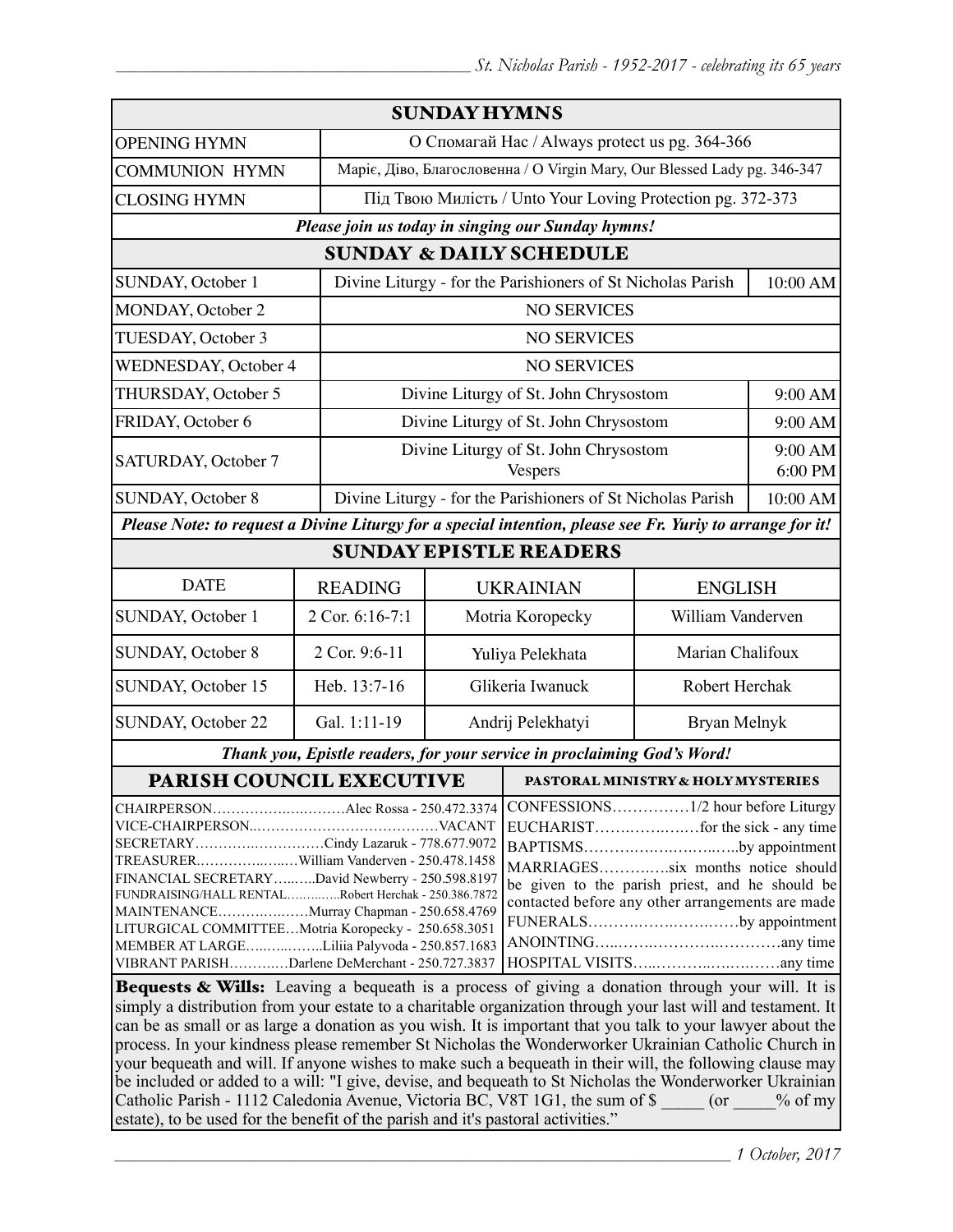## SUNDAY HYMNS

| | |
|---|---|
| OPENING HYMN | О Спомагай Нас / Always protect us pg. 364-366 |
| COMMUNION HYMN | Маріє, Діво, Благословенна / O Virgin Mary, Our Blessed Lady pg. 346-347 |
| CLOSING HYMN | Під Твою Милість / Unto Your Loving Protection pg. 372-373 |

***Please join us today in singing our Sunday hymns!***

## SUNDAY & DAILY SCHEDULE

| | | |
|---|---|---|
| SUNDAY, October 1 | Divine Liturgy - for the Parishioners of St Nicholas Parish | 10:00 AM |
| MONDAY, October 2 | NO SERVICES | |
| TUESDAY, October 3 | NO SERVICES | |
| WEDNESDAY, October 4 | NO SERVICES | |
| THURSDAY, October 5 | Divine Liturgy of St. John Chrysostom | 9:00 AM |
| FRIDAY, October 6 | Divine Liturgy of St. John Chrysostom | 9:00 AM |
| SATURDAY, October 7 | Divine Liturgy of St. John Chrysostom<br>Vespers | 9:00 AM<br>6:00 PM |
| SUNDAY, October 8 | Divine Liturgy - for the Parishioners of St Nicholas Parish | 10:00 AM |

***Please Note: to request a Divine Liturgy for a special intention, please see Fr. Yuriy to arrange for it!***

## SUNDAY EPISTLE READERS

| DATE | READING | UKRAINIAN | ENGLISH |
|---|---|---|---|
| SUNDAY, October 1 | 2 Cor. 6:16-7:1 | Motria Koropecky | William Vanderven |
| SUNDAY, October 8 | 2 Cor. 9:6-11 | Yuliya Pelekhata | Marian Chalifoux |
| SUNDAY, October 15 | Heb. 13:7-16 | Glikeria Iwanuck | Robert Herchak |
| SUNDAY, October 22 | Gal. 1:11-19 | Andrij Pelekhatyi | Bryan Melnyk |

***Thank you, Epistle readers, for your service in proclaiming God's Word!***

## PARISH COUNCIL EXECUTIVE

CHAIRPERSON……………..………Alec Rossa - 250.472.3374
VICE-CHAIRPERSON..…………………………………VACANT
SECRETARY…………..……………Cindy Lazaruk - 778.677.9072
TREASURER.…………..…..…William Vanderven - 250.478.1458
FINANCIAL SECRETARY…..…..David Newberry - 250.598.8197
FUNDRAISING/HALL RENTAL…….…….Robert Herchak - 250.386.7872
MAINTENANCE……….….……Murray Chapman - 250.658.4769
LITURGICAL COMMITTEE…Motria Koropecky - 250.658.3051
MEMBER AT LARGE….….….…..Liliia Palyvoda - 250.857.1683
VIBRANT PARISH…….…..Darlene DeMerchant - 250.727.3837

## PASTORAL MINISTRY & HOLY MYSTERIES

CONFESSIONS……………1/2 hour before Liturgy
EUCHARIST…….……..…for the sick - any time
BAPTISMS……….….….……..…..by appointment
MARRIAGES………..…six months notice should be given to the parish priest, and he should be contacted before any other arrangements are made
FUNERALS……….……….……..…by appointment
ANOINTING…..……..………….…………any time
HOSPITAL VISITS…..……….….….……any time

**Bequests & Wills:** Leaving a bequeath is a process of giving a donation through your will. It is simply a distribution from your estate to a charitable organization through your last will and testament. It can be as small or as large a donation as you wish. It is important that you talk to your lawyer about the process. In your kindness please remember St Nicholas the Wonderworker Ukrainian Catholic Church in your bequeath and will. If anyone wishes to make such a bequeath in their will, the following clause may be included or added to a will: "I give, devise, and bequeath to St Nicholas the Wonderworker Ukrainian Catholic Parish - 1112 Caledonia Avenue, Victoria BC, V8T 1G1, the sum of $ _____ (or _____% of my estate), to be used for the benefit of the parish and it's pastoral activities."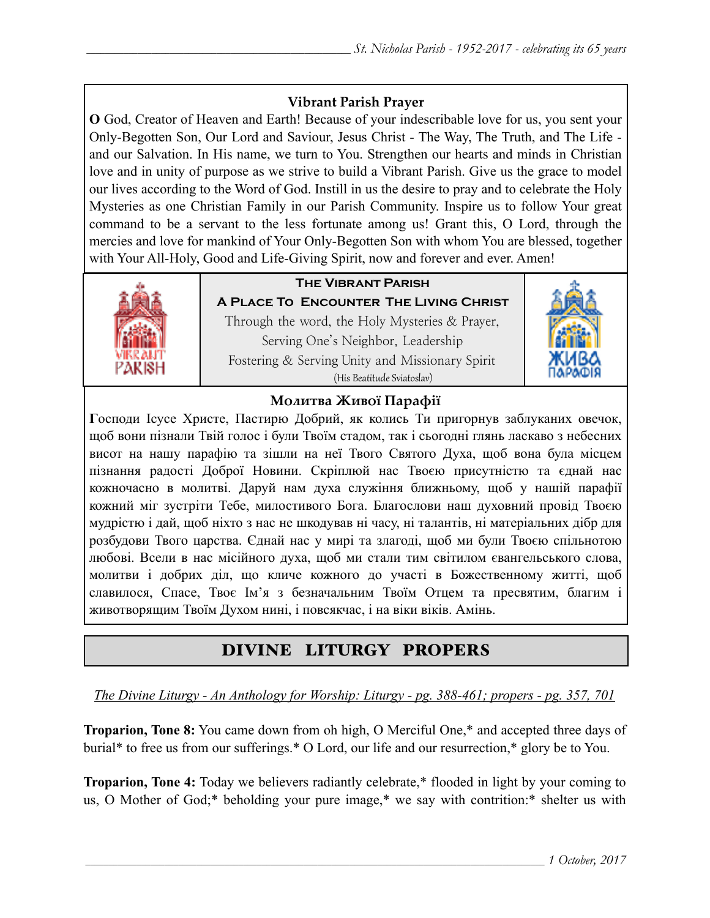## Vibrant Parish Prayer

**O** God, Creator of Heaven and Earth! Because of your indescribable love for us, you sent your Only-Begotten Son, Our Lord and Saviour, Jesus Christ - The Way, The Truth, and The Life - and our Salvation. In His name, we turn to You. Strengthen our hearts and minds in Christian love and in unity of purpose as we strive to build a Vibrant Parish. Give us the grace to model our lives according to the Word of God. Instill in us the desire to pray and to celebrate the Holy Mysteries as one Christian Family in our Parish Community. Inspire us to follow Your great command to be a servant to the less fortunate among us! Grant this, O Lord, through the mercies and love for mankind of Your Only-Begotten Son with whom You are blessed, together with Your All-Holy, Good and Life-Giving Spirit, now and forever and ever. Amen!

VIBRANT PARISH

**THE VIBRANT PARISH**

**A PLACE TO ENCOUNTER THE LIVING CHRIST**

Through the word, the Holy Mysteries & Prayer,
Serving One's Neighbor, Leadership
Fostering & Serving Unity and Missionary Spirit
(His Beatitude Sviatoslav)

ЖИВА ПАРАФІЯ

## Молитва Живої Парафії

**Г**осподи Ісусе Христе, Пастирю Добрий, як колись Ти пригорнув заблуканих овечок, щоб вони пізнали Твій голос і були Твоїм стадом, так і сьогодні глянь ласкаво з небесних висот на нашу парафію та зішли на неї Твого Святого Духа, щоб вона була місцем пізнання радості Доброї Новини. Скріплюй нас Твоєю присутністю та єднай нас кожночасно в молитві. Даруй нам духа служіння ближньому, щоб у нашій парафії кожний міг зустріти Тебе, милостивого Бога. Благослови наш духовний провід Твоєю мудрістю і дай, щоб ніхто з нас не шкодував ні часу, ні талантів, ні матеріальних дібр для розбудови Твого царства. Єднай нас у мирі та злагоді, щоб ми були Твоєю спільнотою любові. Всели в нас місійного духа, щоб ми стали тим світилом євангельського слова, молитви і добрих діл, що кличе кожного до участі в Божественному житті, щоб славилося, Спасе, Твоє Ім'я з безначальним Твоїм Отцем та пресвятим, благим і животворящим Твоїм Духом нині, і повсякчас, і на віки віків. Амінь.

## DIVINE LITURGY PROPERS

*The Divine Liturgy - An Anthology for Worship: Liturgy - pg. 388-461; propers - pg. 357, 701*

**Troparion, Tone 8:** You came down from oh high, O Merciful One,* and accepted three days of burial* to free us from our sufferings.* O Lord, our life and our resurrection,* glory be to You.

**Troparion, Tone 4:** Today we believers radiantly celebrate,* flooded in light by your coming to us, O Mother of God;* beholding your pure image,* we say with contrition:* shelter us with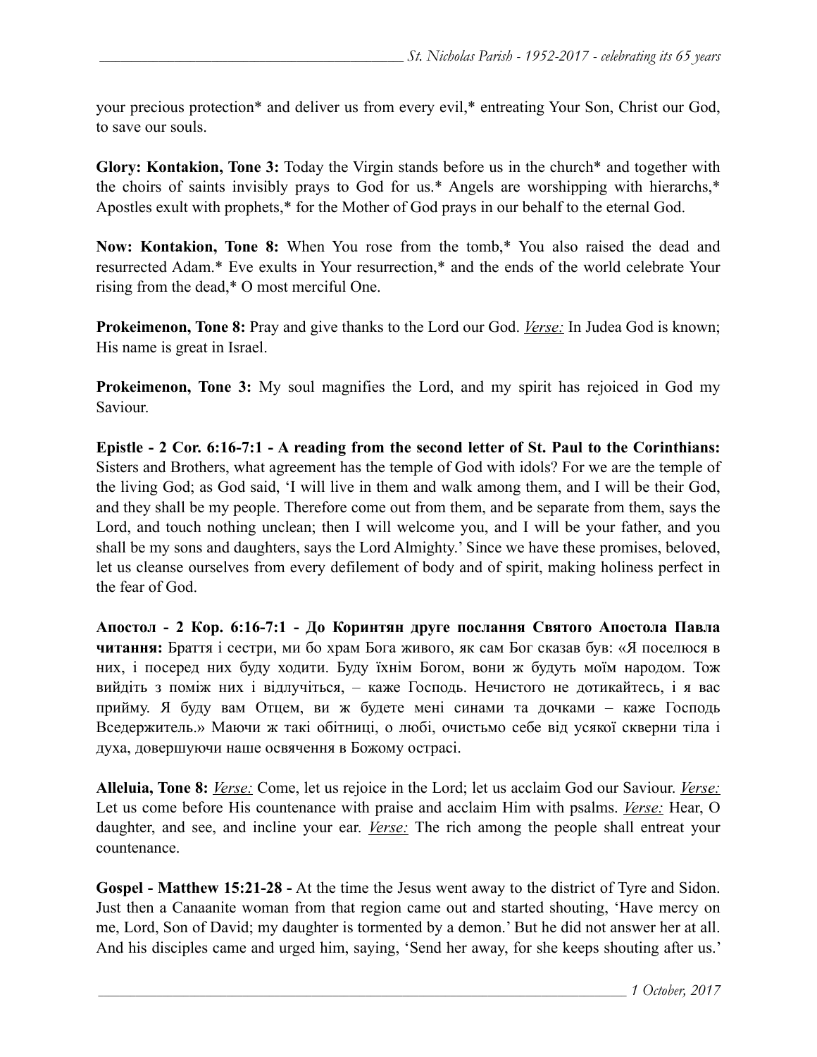your precious protection* and deliver us from every evil,* entreating Your Son, Christ our God, to save our souls.

**Glory: Kontakion, Tone 3:** Today the Virgin stands before us in the church* and together with the choirs of saints invisibly prays to God for us.* Angels are worshipping with hierarchs,* Apostles exult with prophets,* for the Mother of God prays in our behalf to the eternal God.

**Now: Kontakion, Tone 8:** When You rose from the tomb,* You also raised the dead and resurrected Adam.* Eve exults in Your resurrection,* and the ends of the world celebrate Your rising from the dead,* O most merciful One.

**Prokeimenon, Tone 8:** Pray and give thanks to the Lord our God. *Verse:* In Judea God is known; His name is great in Israel.

**Prokeimenon, Tone 3:** My soul magnifies the Lord, and my spirit has rejoiced in God my Saviour.

**Epistle - 2 Cor. 6:16-7:1 - A reading from the second letter of St. Paul to the Corinthians:** Sisters and Brothers, what agreement has the temple of God with idols? For we are the temple of the living God; as God said, 'I will live in them and walk among them, and I will be their God, and they shall be my people. Therefore come out from them, and be separate from them, says the Lord, and touch nothing unclean; then I will welcome you, and I will be your father, and you shall be my sons and daughters, says the Lord Almighty.' Since we have these promises, beloved, let us cleanse ourselves from every defilement of body and of spirit, making holiness perfect in the fear of God.

**Апостол - 2 Кор. 6:16-7:1 - До Коринтян друге послання Святого Апостола Павла читання:** Браття і сестри, ми бо храм Бога живого, як сам Бог сказав був: «Я поселюся в них, і посеред них буду ходити. Буду їхнім Богом, вони ж будуть моїм народом. Тож вийдіть з поміж них і відлучіться, – каже Господь. Нечистого не дотикайтесь, і я вас прийму. Я буду вам Отцем, ви ж будете мені синами та дочками – каже Господь Вседержитель.» Маючи ж такі обітниці, о любі, очистьмо себе від усякої скверни тіла і духа, довершуючи наше освячення в Божому острасі.

**Alleluia, Tone 8:** *Verse:* Come, let us rejoice in the Lord; let us acclaim God our Saviour. *Verse:* Let us come before His countenance with praise and acclaim Him with psalms. *Verse:* Hear, O daughter, and see, and incline your ear. *Verse:* The rich among the people shall entreat your countenance.

**Gospel - Matthew 15:21-28 -** At the time the Jesus went away to the district of Tyre and Sidon. Just then a Canaanite woman from that region came out and started shouting, 'Have mercy on me, Lord, Son of David; my daughter is tormented by a demon.' But he did not answer her at all. And his disciples came and urged him, saying, 'Send her away, for she keeps shouting after us.'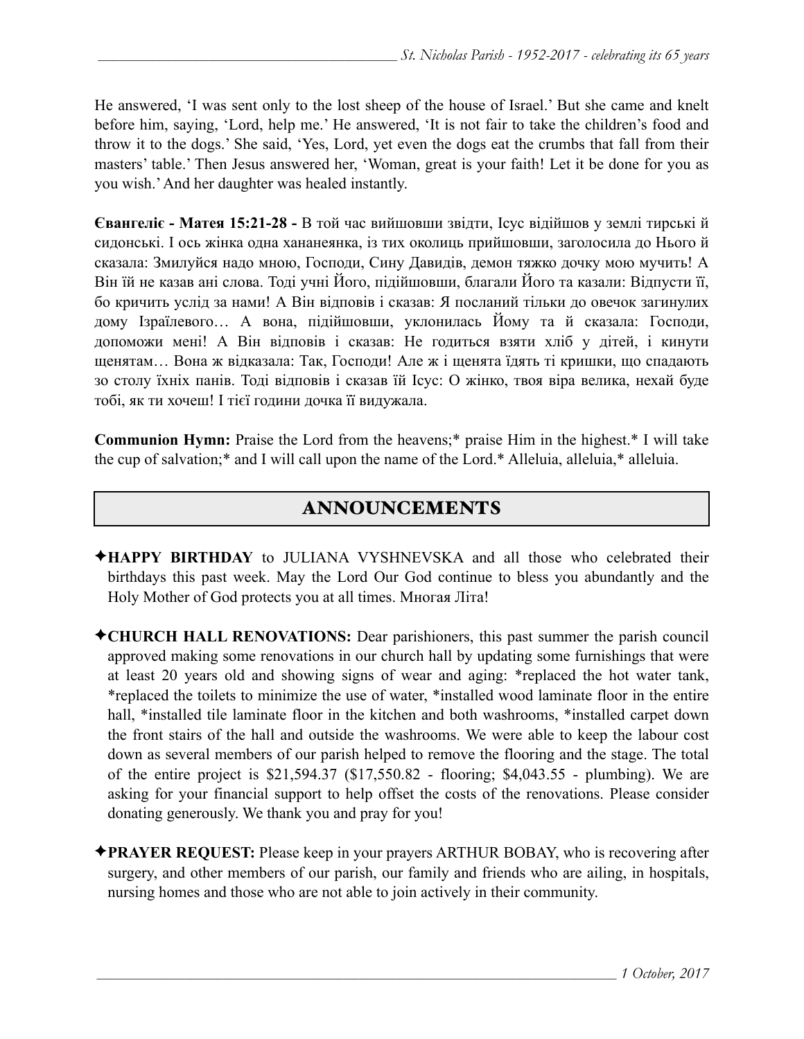He answered, 'I was sent only to the lost sheep of the house of Israel.' But she came and knelt before him, saying, 'Lord, help me.' He answered, 'It is not fair to take the children's food and throw it to the dogs.' She said, 'Yes, Lord, yet even the dogs eat the crumbs that fall from their masters' table.' Then Jesus answered her, 'Woman, great is your faith! Let it be done for you as you wish.' And her daughter was healed instantly.

**Євангеліє - Матея 15:21-28 -** В той час вийшовши звідти, Ісус відійшов у землі тирські й сидонські. І ось жінка одна хананеянка, із тих околиць прийшовши, заголосила до Нього й сказала: Змилуйся надо мною, Господи, Сину Давидів, демон тяжко дочку мою мучить! А Він їй не казав ані слова. Тоді учні Його, підійшовши, благали Його та казали: Відпусти її, бо кричить услід за нами! А Він відповів і сказав: Я посланий тільки до овечок загинулих дому Ізраїлевого… А вона, підійшовши, уклонилась Йому та й сказала: Господи, допоможи мені! А Він відповів і сказав: Не годиться взяти хліб у дітей, і кинути щенятам… Вона ж відказала: Так, Господи! Але ж і щенята їдять ті кришки, що спадають зо столу їхніх панів. Тоді відповів і сказав їй Ісус: О жінко, твоя віра велика, нехай буде тобі, як ти хочеш! І тієї години дочка її видужала.

**Communion Hymn:** Praise the Lord from the heavens;* praise Him in the highest.* I will take the cup of salvation;* and I will call upon the name of the Lord.* Alleluia, alleluia,* alleluia.

## ANNOUNCEMENTS

✦**HAPPY BIRTHDAY** to JULIANA VYSHNEVSKA and all those who celebrated their birthdays this past week. May the Lord Our God continue to bless you abundantly and the Holy Mother of God protects you at all times. Многая Літа!

✦**CHURCH HALL RENOVATIONS:** Dear parishioners, this past summer the parish council approved making some renovations in our church hall by updating some furnishings that were at least 20 years old and showing signs of wear and aging: *replaced the hot water tank, *replaced the toilets to minimize the use of water, *installed wood laminate floor in the entire hall, *installed tile laminate floor in the kitchen and both washrooms, *installed carpet down the front stairs of the hall and outside the washrooms. We were able to keep the labour cost down as several members of our parish helped to remove the flooring and the stage. The total of the entire project is $21,594.37 ($17,550.82 - flooring; $4,043.55 - plumbing). We are asking for your financial support to help offset the costs of the renovations. Please consider donating generously. We thank you and pray for you!

✦**PRAYER REQUEST:** Please keep in your prayers ARTHUR BOBAY, who is recovering after surgery, and other members of our parish, our family and friends who are ailing, in hospitals, nursing homes and those who are not able to join actively in their community.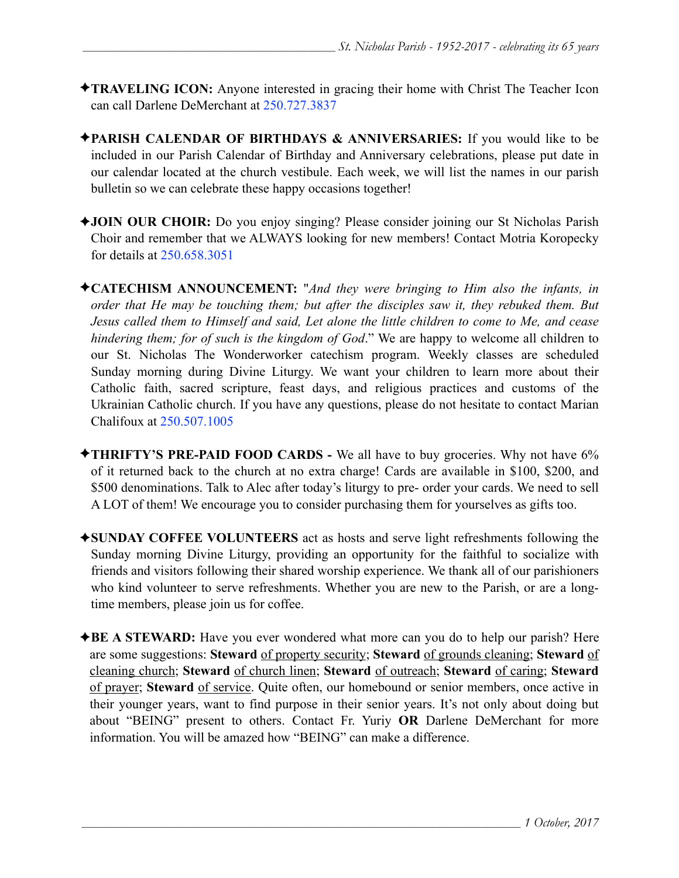✦**TRAVELING ICON:** Anyone interested in gracing their home with Christ The Teacher Icon can call Darlene DeMerchant at 250.727.3837

✦**PARISH CALENDAR OF BIRTHDAYS & ANNIVERSARIES:** If you would like to be included in our Parish Calendar of Birthday and Anniversary celebrations, please put date in our calendar located at the church vestibule. Each week, we will list the names in our parish bulletin so we can celebrate these happy occasions together!

✦**JOIN OUR CHOIR:** Do you enjoy singing? Please consider joining our St Nicholas Parish Choir and remember that we ALWAYS looking for new members! Contact Motria Koropecky for details at 250.658.3051

✦**CATECHISM ANNOUNCEMENT:** "*And they were bringing to Him also the infants, in order that He may be touching them; but after the disciples saw it, they rebuked them. But Jesus called them to Himself and said, Let alone the little children to come to Me, and cease hindering them; for of such is the kingdom of God*." We are happy to welcome all children to our St. Nicholas The Wonderworker catechism program. Weekly classes are scheduled Sunday morning during Divine Liturgy. We want your children to learn more about their Catholic faith, sacred scripture, feast days, and religious practices and customs of the Ukrainian Catholic church. If you have any questions, please do not hesitate to contact Marian Chalifoux at 250.507.1005

✦**THRIFTY'S PRE-PAID FOOD CARDS -** We all have to buy groceries. Why not have 6% of it returned back to the church at no extra charge! Cards are available in $100, $200, and $500 denominations. Talk to Alec after today's liturgy to pre- order your cards. We need to sell A LOT of them! We encourage you to consider purchasing them for yourselves as gifts too.

✦**SUNDAY COFFEE VOLUNTEERS** act as hosts and serve light refreshments following the Sunday morning Divine Liturgy, providing an opportunity for the faithful to socialize with friends and visitors following their shared worship experience. We thank all of our parishioners who kind volunteer to serve refreshments. Whether you are new to the Parish, or are a long-time members, please join us for coffee.

✦**BE A STEWARD:** Have you ever wondered what more can you do to help our parish? Here are some suggestions: **Steward** of property security; **Steward** of grounds cleaning; **Steward** of cleaning church; **Steward** of church linen; **Steward** of outreach; **Steward** of caring; **Steward** of prayer; **Steward** of service. Quite often, our homebound or senior members, once active in their younger years, want to find purpose in their senior years. It's not only about doing but about "BEING" present to others. Contact Fr. Yuriy **OR** Darlene DeMerchant for more information. You will be amazed how "BEING" can make a difference.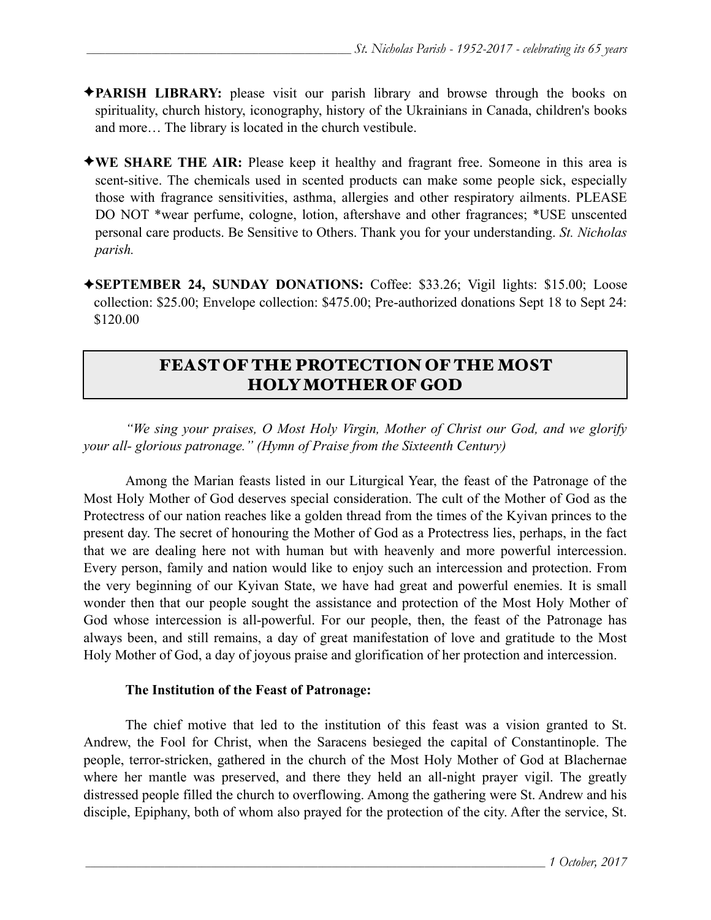✦**PARISH LIBRARY:** please visit our parish library and browse through the books on spirituality, church history, iconography, history of the Ukrainians in Canada, children's books and more… The library is located in the church vestibule.

✦**WE SHARE THE AIR:** Please keep it healthy and fragrant free. Someone in this area is scent-sitive. The chemicals used in scented products can make some people sick, especially those with fragrance sensitivities, asthma, allergies and other respiratory ailments. PLEASE DO NOT *wear perfume, cologne, lotion, aftershave and other fragrances; *USE unscented personal care products. Be Sensitive to Others. Thank you for your understanding. *St. Nicholas parish.*

✦**SEPTEMBER 24, SUNDAY DONATIONS:** Coffee: $33.26; Vigil lights: $15.00; Loose collection: $25.00; Envelope collection: $475.00; Pre-authorized donations Sept 18 to Sept 24: $120.00

## FEAST OF THE PROTECTION OF THE MOST HOLY MOTHER OF GOD

*"We sing your praises, O Most Holy Virgin, Mother of Christ our God, and we glorify your all- glorious patronage." (Hymn of Praise from the Sixteenth Century)*

Among the Marian feasts listed in our Liturgical Year, the feast of the Patronage of the Most Holy Mother of God deserves special consideration. The cult of the Mother of God as the Protectress of our nation reaches like a golden thread from the times of the Kyivan princes to the present day. The secret of honouring the Mother of God as a Protectress lies, perhaps, in the fact that we are dealing here not with human but with heavenly and more powerful intercession. Every person, family and nation would like to enjoy such an intercession and protection. From the very beginning of our Kyivan State, we have had great and powerful enemies. It is small wonder then that our people sought the assistance and protection of the Most Holy Mother of God whose intercession is all-powerful. For our people, then, the feast of the Patronage has always been, and still remains, a day of great manifestation of love and gratitude to the Most Holy Mother of God, a day of joyous praise and glorification of her protection and intercession.

**The Institution of the Feast of Patronage:**

The chief motive that led to the institution of this feast was a vision granted to St. Andrew, the Fool for Christ, when the Saracens besieged the capital of Constantinople. The people, terror-stricken, gathered in the church of the Most Holy Mother of God at Blachernae where her mantle was preserved, and there they held an all-night prayer vigil. The greatly distressed people filled the church to overflowing. Among the gathering were St. Andrew and his disciple, Epiphany, both of whom also prayed for the protection of the city. After the service, St.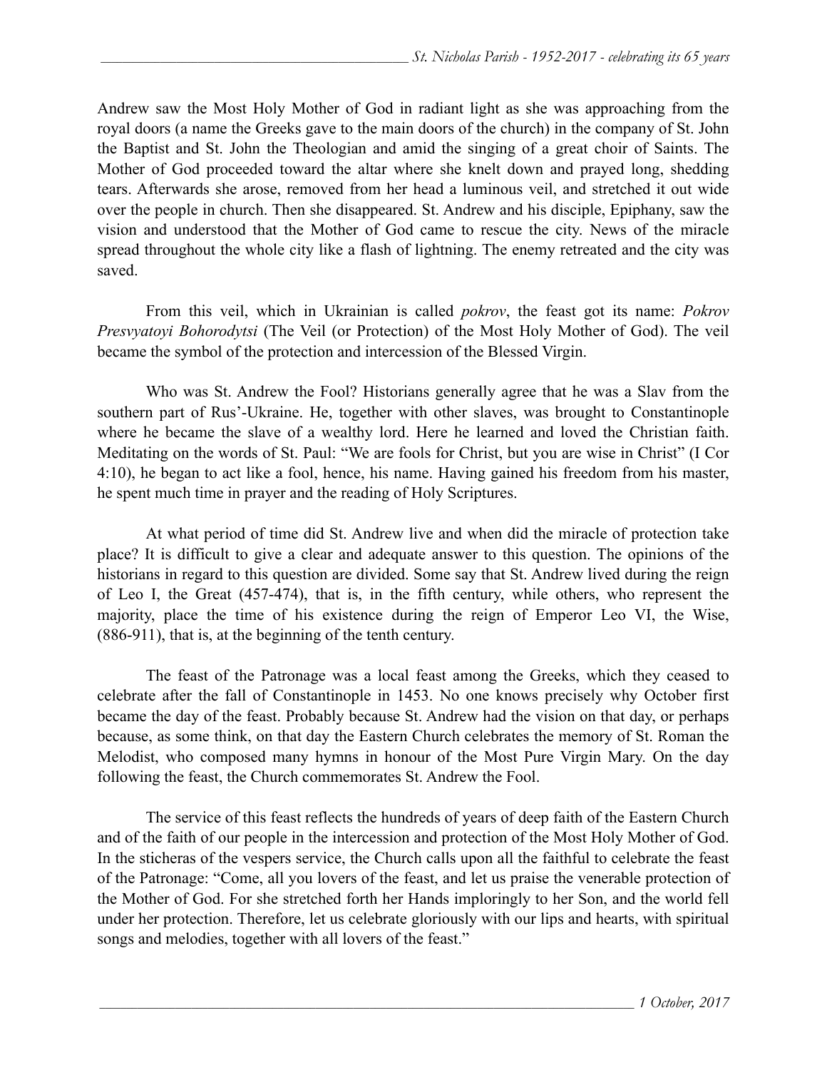Andrew saw the Most Holy Mother of God in radiant light as she was approaching from the royal doors (a name the Greeks gave to the main doors of the church) in the company of St. John the Baptist and St. John the Theologian and amid the singing of a great choir of Saints. The Mother of God proceeded toward the altar where she knelt down and prayed long, shedding tears. Afterwards she arose, removed from her head a luminous veil, and stretched it out wide over the people in church. Then she disappeared. St. Andrew and his disciple, Epiphany, saw the vision and understood that the Mother of God came to rescue the city. News of the miracle spread throughout the whole city like a flash of lightning. The enemy retreated and the city was saved.

From this veil, which in Ukrainian is called *pokrov*, the feast got its name: *Pokrov Presvyatoyi Bohorodytsi* (The Veil (or Protection) of the Most Holy Mother of God). The veil became the symbol of the protection and intercession of the Blessed Virgin.

Who was St. Andrew the Fool? Historians generally agree that he was a Slav from the southern part of Rus'-Ukraine. He, together with other slaves, was brought to Constantinople where he became the slave of a wealthy lord. Here he learned and loved the Christian faith. Meditating on the words of St. Paul: "We are fools for Christ, but you are wise in Christ" (I Cor 4:10), he began to act like a fool, hence, his name. Having gained his freedom from his master, he spent much time in prayer and the reading of Holy Scriptures.

At what period of time did St. Andrew live and when did the miracle of protection take place? It is difficult to give a clear and adequate answer to this question. The opinions of the historians in regard to this question are divided. Some say that St. Andrew lived during the reign of Leo I, the Great (457-474), that is, in the fifth century, while others, who represent the majority, place the time of his existence during the reign of Emperor Leo VI, the Wise, (886-911), that is, at the beginning of the tenth century.

The feast of the Patronage was a local feast among the Greeks, which they ceased to celebrate after the fall of Constantinople in 1453. No one knows precisely why October first became the day of the feast. Probably because St. Andrew had the vision on that day, or perhaps because, as some think, on that day the Eastern Church celebrates the memory of St. Roman the Melodist, who composed many hymns in honour of the Most Pure Virgin Mary. On the day following the feast, the Church commemorates St. Andrew the Fool.

The service of this feast reflects the hundreds of years of deep faith of the Eastern Church and of the faith of our people in the intercession and protection of the Most Holy Mother of God. In the sticheras of the vespers service, the Church calls upon all the faithful to celebrate the feast of the Patronage: "Come, all you lovers of the feast, and let us praise the venerable protection of the Mother of God. For she stretched forth her Hands imploringly to her Son, and the world fell under her protection. Therefore, let us celebrate gloriously with our lips and hearts, with spiritual songs and melodies, together with all lovers of the feast."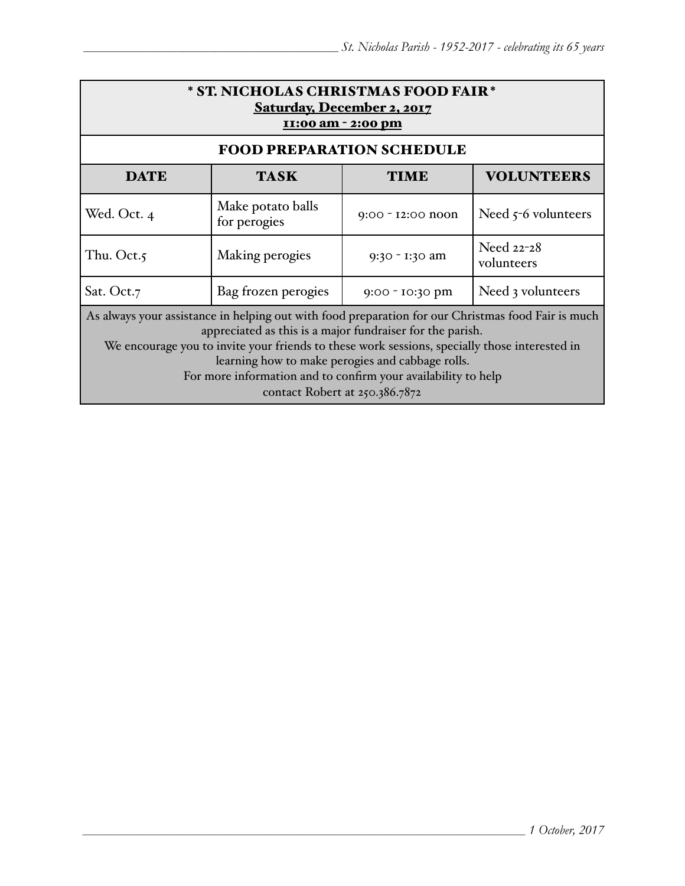**\* ST. NICHOLAS CHRISTMAS FOOD FAIR \***
**Saturday, December 2, 2017**
**11:00 am - 2:00 pm**

**FOOD PREPARATION SCHEDULE**

| DATE | TASK | TIME | VOLUNTEERS |
|---|---|---|---|
| Wed. Oct. 4 | Make potato balls for perogies | 9:00 - 12:00 noon | Need 5-6 volunteers |
| Thu. Oct.5 | Making perogies | 9:30 - 1:30 am | Need 22-28 volunteers |
| Sat. Oct.7 | Bag frozen perogies | 9:00 - 10:30 pm | Need 3 volunteers |

As always your assistance in helping out with food preparation for our Christmas food Fair is much appreciated as this is a major fundraiser for the parish.
We encourage you to invite your friends to these work sessions, specially those interested in learning how to make perogies and cabbage rolls.
For more information and to confirm your availability to help
contact Robert at 250.386.7872